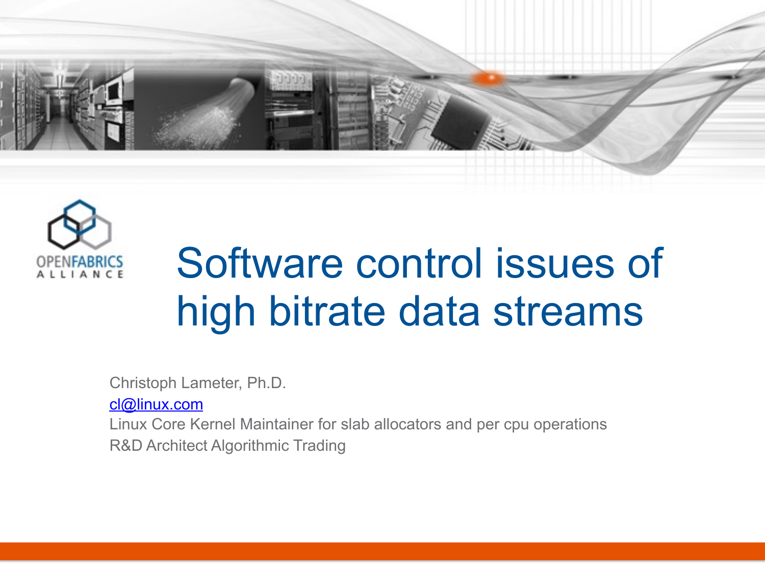# Software control issues of high bitrate data streams

Christoph Lameter, Ph.D.

cl@linux.com

Linux Core Kernel Maintainer for slab allocators and per cpu operations

R&D Architect Algorithmic Trading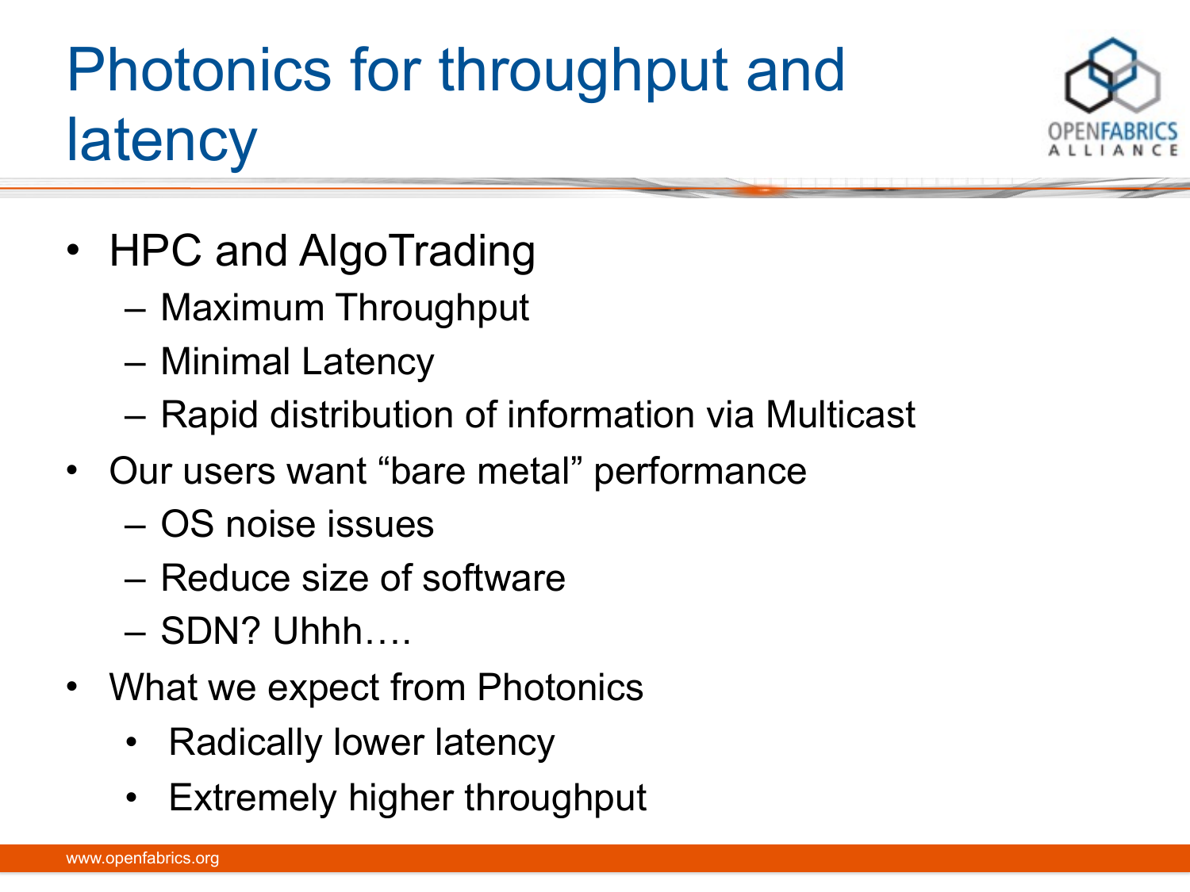# Photonics for throughput and latency

- HPC and AlgoTrading
  - Maximum Throughput
  - Minimal Latency
  - Rapid distribution of information via Multicast
- Our users want “bare metal” performance
  - OS noise issues
  - Reduce size of software
  - SDN? Uhhh….
- What we expect from Photonics
  - Radically lower latency
  - Extremely higher throughput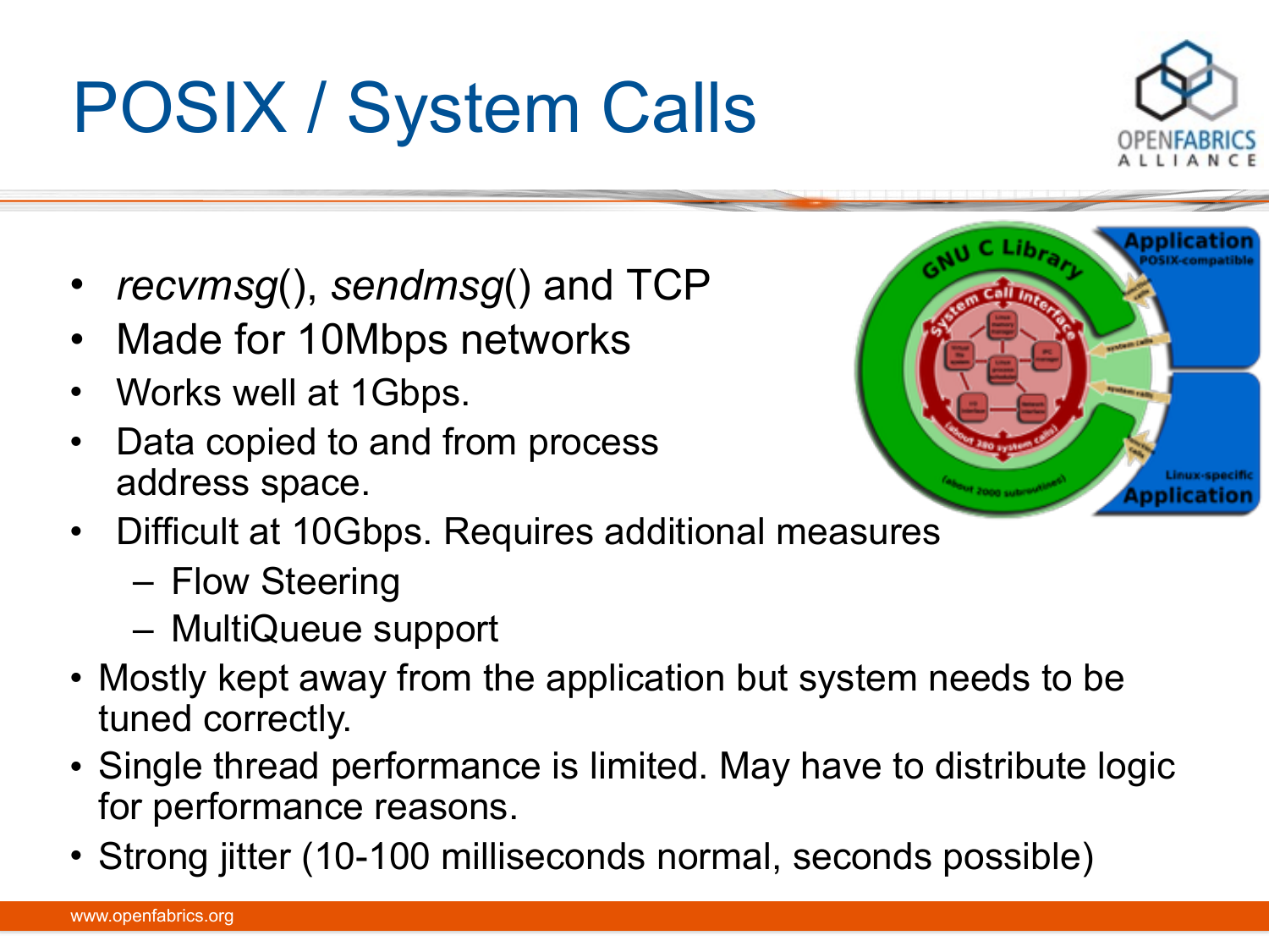# POSIX / System Calls

- *recvmsg*(), *sendmsg*() and TCP
- Made for 10Mbps networks
- Works well at 1Gbps.
- Data copied to and from process address space.
- Difficult at 10Gbps. Requires additional measures
  - Flow Steering
  - MultiQueue support
- Mostly kept away from the application but system needs to be tuned correctly.
- Single thread performance is limited. May have to distribute logic for performance reasons.
- Strong jitter (10-100 milliseconds normal, seconds possible)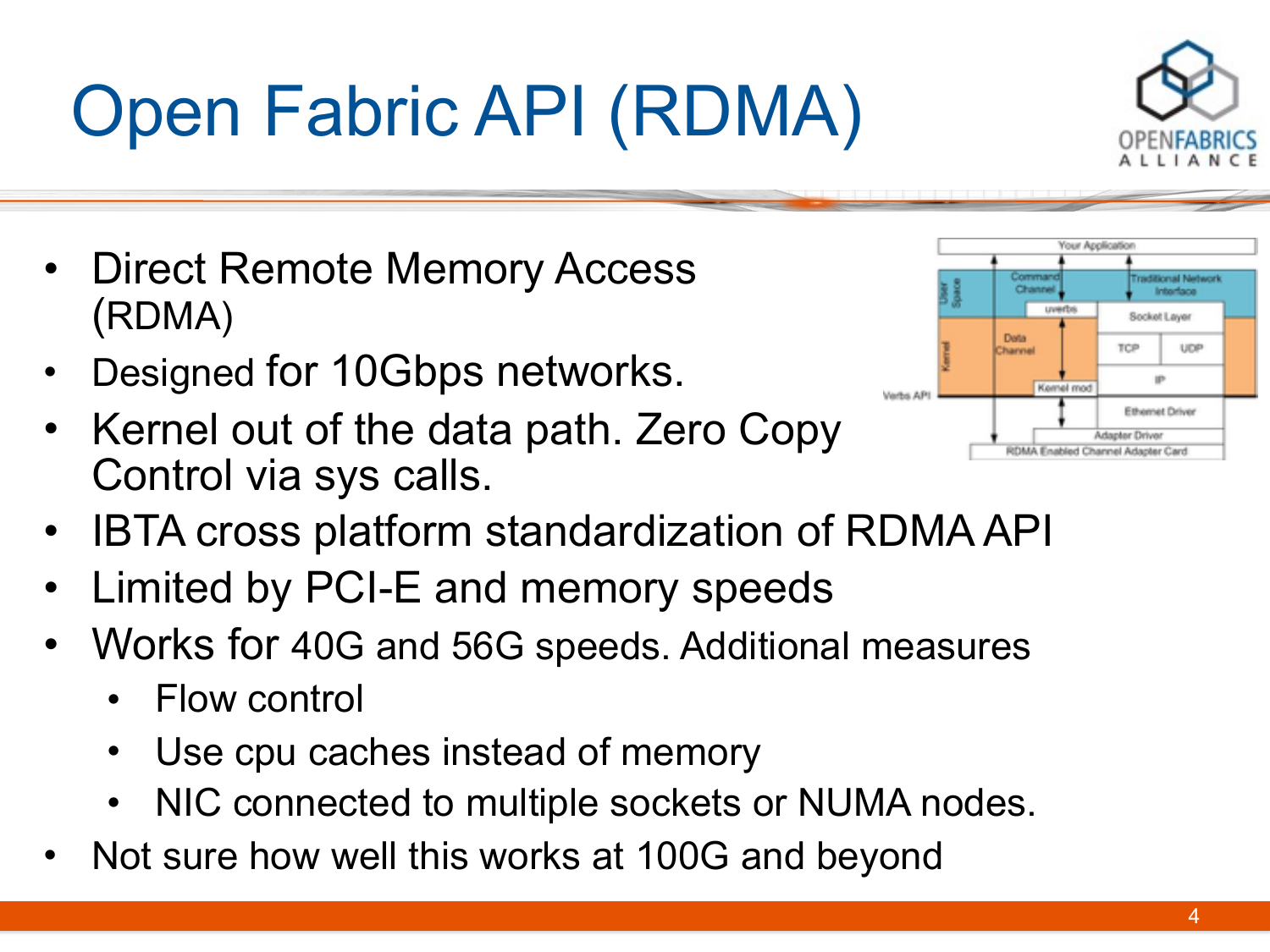# Open Fabric API (RDMA)

- Direct Remote Memory Access (RDMA)
- Designed for 10Gbps networks.
- Kernel out of the data path. Zero Copy Control via sys calls.
- IBTA cross platform standardization of RDMA API
- Limited by PCI-E and memory speeds
- Works for 40G and 56G speeds. Additional measures
  - Flow control
  - Use cpu caches instead of memory
  - NIC connected to multiple sockets or NUMA nodes.
- Not sure how well this works at 100G and beyond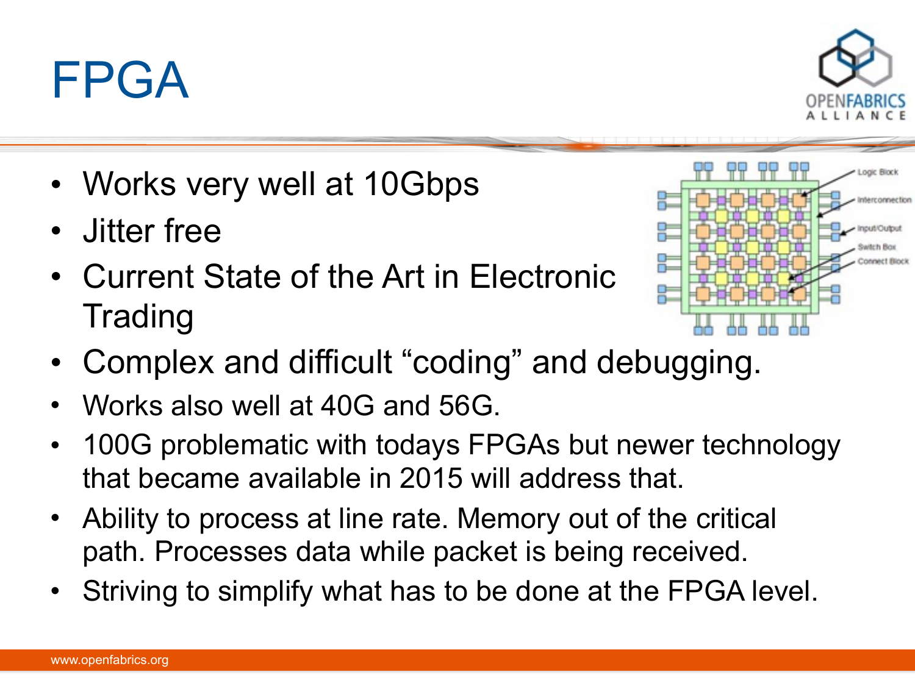# FPGA

- Works very well at 10Gbps
- Jitter free
- Current State of the Art in Electronic Trading
- Complex and difficult "coding" and debugging.
- Works also well at 40G and 56G.
- 100G problematic with todays FPGAs but newer technology that became available in 2015 will address that.
- Ability to process at line rate. Memory out of the critical path. Processes data while packet is being received.
- Striving to simplify what has to be done at the FPGA level.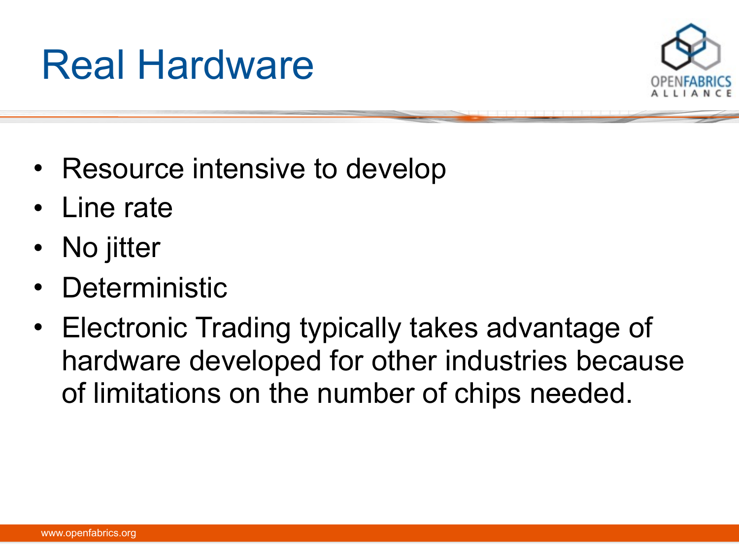# Real Hardware

- Resource intensive to develop
- Line rate
- No jitter
- Deterministic
- Electronic Trading typically takes advantage of hardware developed for other industries because of limitations on the number of chips needed.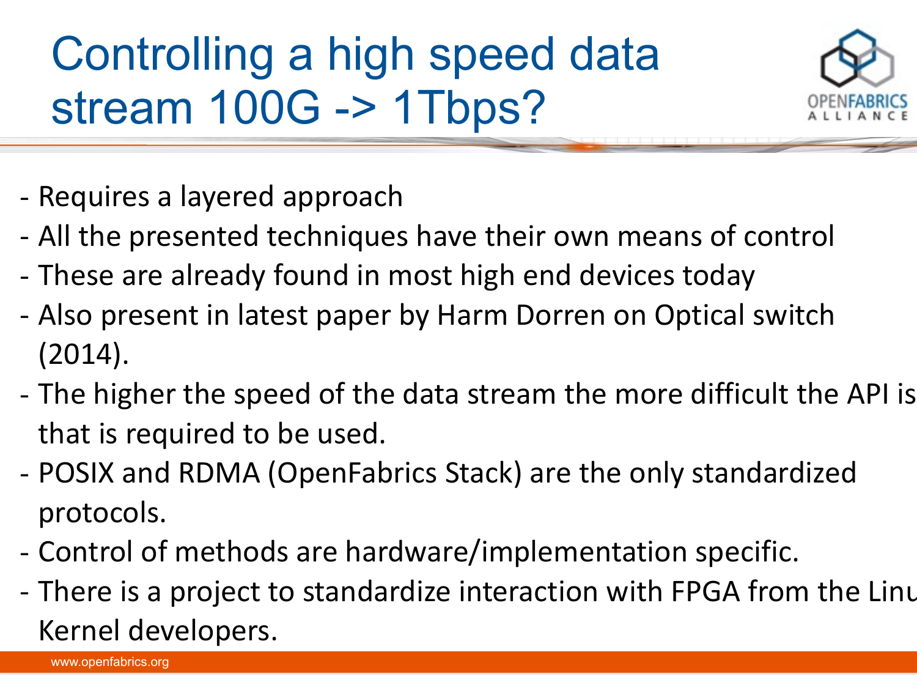# Controlling a high speed data stream 100G -> 1Tbps?

- Requires a layered approach
- All the presented techniques have their own means of control
- These are already found in most high end devices today
- Also present in latest paper by Harm Dorren on Optical switch (2014).
- The higher the speed of the data stream the more difficult the API is that is required to be used.
- POSIX and RDMA (OpenFabrics Stack) are the only standardized protocols.
- Control of methods are hardware/implementation specific.
- There is a project to standardize interaction with FPGA from the Linu Kernel developers.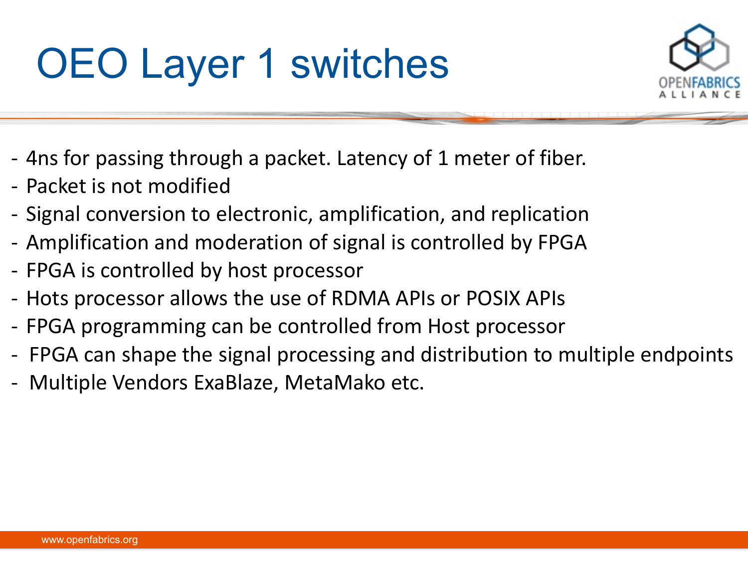# OEO Layer 1 switches

- 4ns for passing through a packet. Latency of 1 meter of fiber.
- Packet is not modified
- Signal conversion to electronic, amplification, and replication
- Amplification and moderation of signal is controlled by FPGA
- FPGA is controlled by host processor
- Hots processor allows the use of RDMA APIs or POSIX APIs
- FPGA programming can be controlled from Host processor
- FPGA can shape the signal processing and distribution to multiple endpoints
- Multiple Vendors ExaBlaze, MetaMako etc.